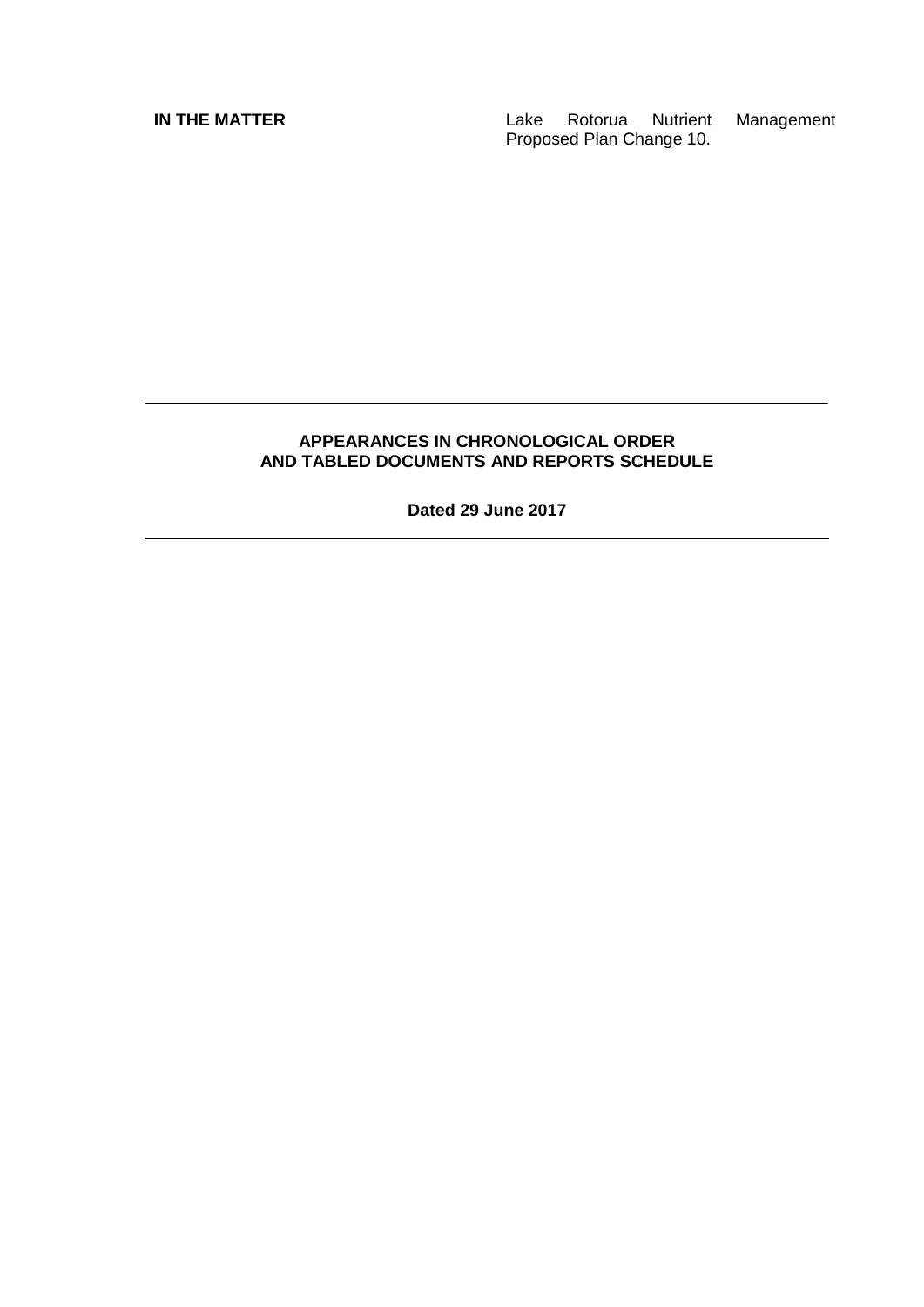**IN THE MATTER** Lake Rotorua Nutrient Management Proposed Plan Change 10.

---

**APPEARANCES IN CHRONOLOGICAL ORDER**
**AND TABLED DOCUMENTS AND REPORTS SCHEDULE**

**Dated 29 June 2017**

---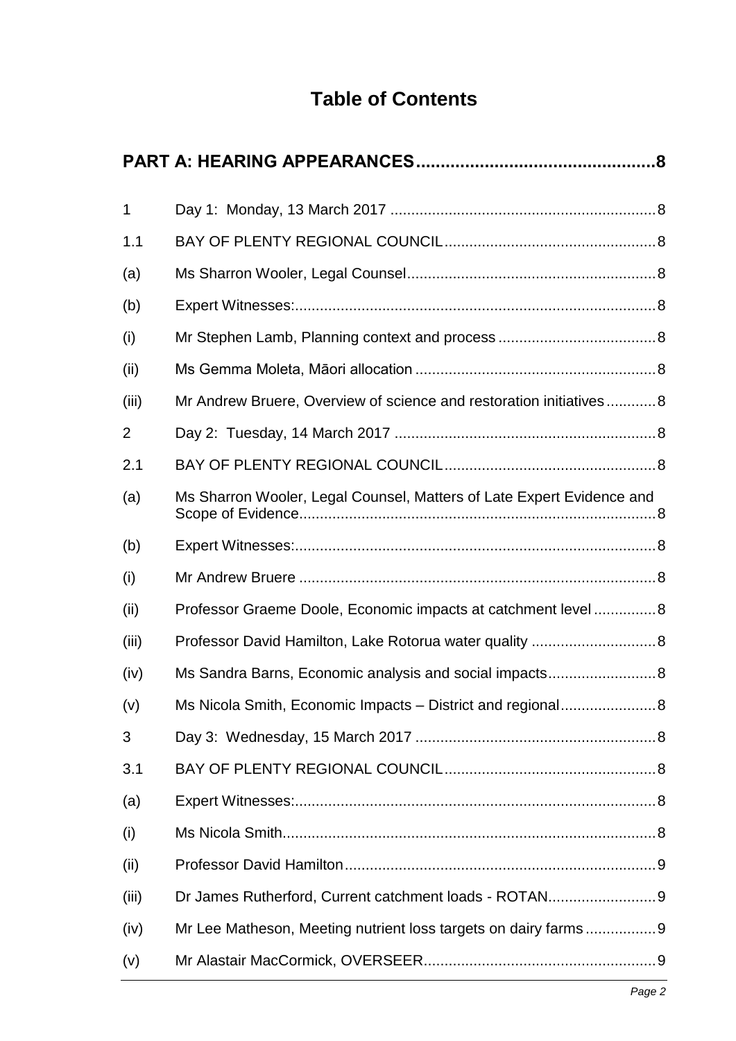# Table of Contents

| | | |
|---|---|---|
| **PART A: HEARING APPEARANCES** | | **8** |
| 1 | Day 1: Monday, 13 March 2017 | 8 |
| 1.1 | BAY OF PLENTY REGIONAL COUNCIL | 8 |
| (a) | Ms Sharron Wooler, Legal Counsel | 8 |
| (b) | Expert Witnesses: | 8 |
| (i) | Mr Stephen Lamb, Planning context and process | 8 |
| (ii) | Ms Gemma Moleta, Māori allocation | 8 |
| (iii) | Mr Andrew Bruere, Overview of science and restoration initiatives | 8 |
| 2 | Day 2: Tuesday, 14 March 2017 | 8 |
| 2.1 | BAY OF PLENTY REGIONAL COUNCIL | 8 |
| (a) | Ms Sharron Wooler, Legal Counsel, Matters of Late Expert Evidence and Scope of Evidence | 8 |
| (b) | Expert Witnesses: | 8 |
| (i) | Mr Andrew Bruere | 8 |
| (ii) | Professor Graeme Doole, Economic impacts at catchment level | 8 |
| (iii) | Professor David Hamilton, Lake Rotorua water quality | 8 |
| (iv) | Ms Sandra Barns, Economic analysis and social impacts | 8 |
| (v) | Ms Nicola Smith, Economic Impacts – District and regional | 8 |
| 3 | Day 3: Wednesday, 15 March 2017 | 8 |
| 3.1 | BAY OF PLENTY REGIONAL COUNCIL | 8 |
| (a) | Expert Witnesses: | 8 |
| (i) | Ms Nicola Smith | 8 |
| (ii) | Professor David Hamilton | 9 |
| (iii) | Dr James Rutherford, Current catchment loads - ROTAN | 9 |
| (iv) | Mr Lee Matheson, Meeting nutrient loss targets on dairy farms | 9 |
| (v) | Mr Alastair MacCormick, OVERSEER | 9 |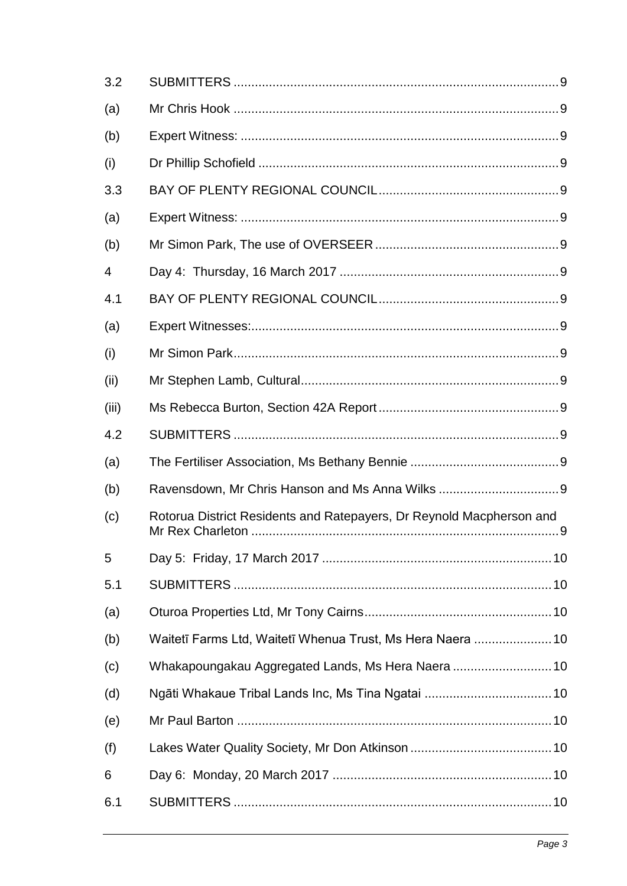| | | |
|---|---|---|
| 3.2 | SUBMITTERS | 9 |
| (a) | Mr Chris Hook | 9 |
| (b) | Expert Witness: | 9 |
| (i) | Dr Phillip Schofield | 9 |
| 3.3 | BAY OF PLENTY REGIONAL COUNCIL | 9 |
| (a) | Expert Witness: | 9 |
| (b) | Mr Simon Park, The use of OVERSEER | 9 |
| 4 | Day 4: Thursday, 16 March 2017 | 9 |
| 4.1 | BAY OF PLENTY REGIONAL COUNCIL | 9 |
| (a) | Expert Witnesses: | 9 |
| (i) | Mr Simon Park | 9 |
| (ii) | Mr Stephen Lamb, Cultural | 9 |
| (iii) | Ms Rebecca Burton, Section 42A Report | 9 |
| 4.2 | SUBMITTERS | 9 |
| (a) | The Fertiliser Association, Ms Bethany Bennie | 9 |
| (b) | Ravensdown, Mr Chris Hanson and Ms Anna Wilks | 9 |
| (c) | Rotorua District Residents and Ratepayers, Dr Reynold Macpherson and Mr Rex Charleton | 9 |
| 5 | Day 5: Friday, 17 March 2017 | 10 |
| 5.1 | SUBMITTERS | 10 |
| (a) | Oturoa Properties Ltd, Mr Tony Cairns | 10 |
| (b) | Waitetī Farms Ltd, Waitetī Whenua Trust, Ms Hera Naera | 10 |
| (c) | Whakapoungakau Aggregated Lands, Ms Hera Naera | 10 |
| (d) | Ngāti Whakaue Tribal Lands Inc, Ms Tina Ngatai | 10 |
| (e) | Mr Paul Barton | 10 |
| (f) | Lakes Water Quality Society, Mr Don Atkinson | 10 |
| 6 | Day 6: Monday, 20 March 2017 | 10 |
| 6.1 | SUBMITTERS | 10 |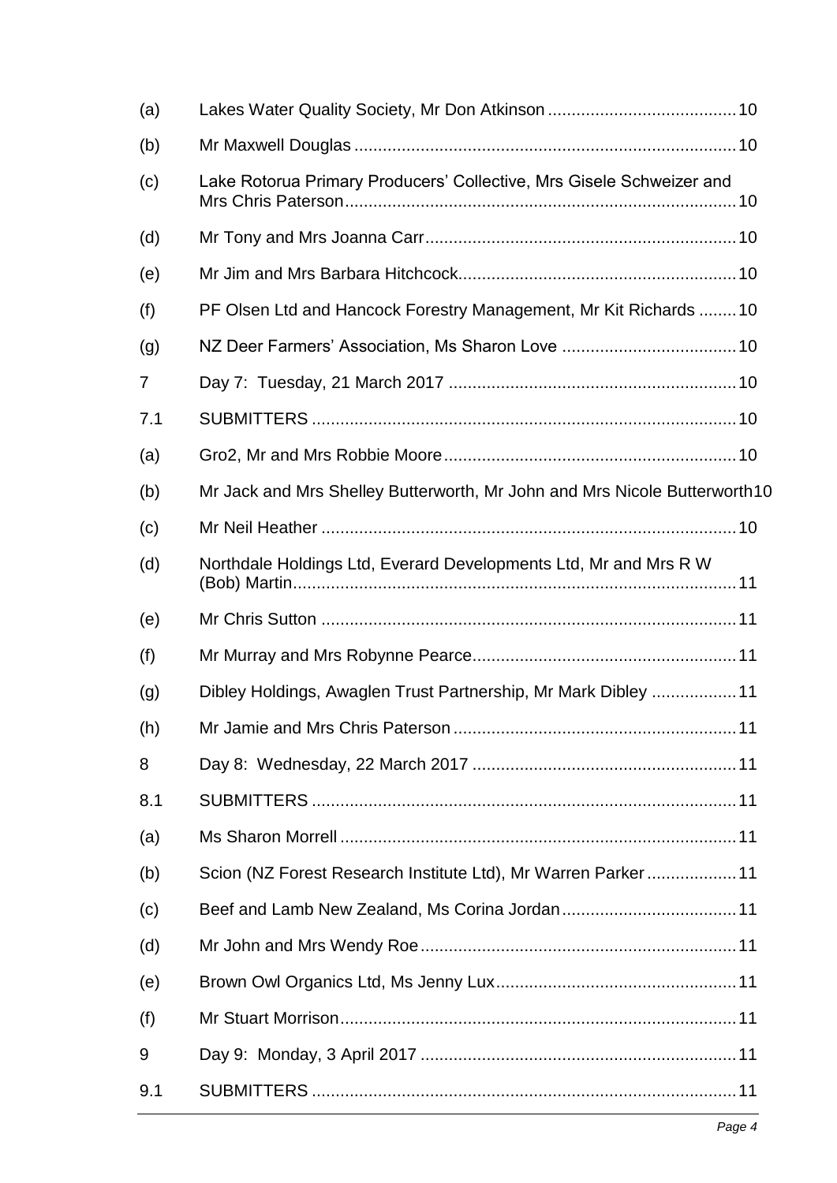| | | |
|---|---|---|
| (a) | Lakes Water Quality Society, Mr Don Atkinson | 10 |
| (b) | Mr Maxwell Douglas | 10 |
| (c) | Lake Rotorua Primary Producers' Collective, Mrs Gisele Schweizer and Mrs Chris Paterson | 10 |
| (d) | Mr Tony and Mrs Joanna Carr | 10 |
| (e) | Mr Jim and Mrs Barbara Hitchcock | 10 |
| (f) | PF Olsen Ltd and Hancock Forestry Management, Mr Kit Richards | 10 |
| (g) | NZ Deer Farmers' Association, Ms Sharon Love | 10 |
| 7 | Day 7: Tuesday, 21 March 2017 | 10 |
| 7.1 | SUBMITTERS | 10 |
| (a) | Gro2, Mr and Mrs Robbie Moore | 10 |
| (b) | Mr Jack and Mrs Shelley Butterworth, Mr John and Mrs Nicole Butterworth | 10 |
| (c) | Mr Neil Heather | 10 |
| (d) | Northdale Holdings Ltd, Everard Developments Ltd, Mr and Mrs R W (Bob) Martin | 11 |
| (e) | Mr Chris Sutton | 11 |
| (f) | Mr Murray and Mrs Robynne Pearce | 11 |
| (g) | Dibley Holdings, Awaglen Trust Partnership, Mr Mark Dibley | 11 |
| (h) | Mr Jamie and Mrs Chris Paterson | 11 |
| 8 | Day 8: Wednesday, 22 March 2017 | 11 |
| 8.1 | SUBMITTERS | 11 |
| (a) | Ms Sharon Morrell | 11 |
| (b) | Scion (NZ Forest Research Institute Ltd), Mr Warren Parker | 11 |
| (c) | Beef and Lamb New Zealand, Ms Corina Jordan | 11 |
| (d) | Mr John and Mrs Wendy Roe | 11 |
| (e) | Brown Owl Organics Ltd, Ms Jenny Lux | 11 |
| (f) | Mr Stuart Morrison | 11 |
| 9 | Day 9: Monday, 3 April 2017 | 11 |
| 9.1 | SUBMITTERS | 11 |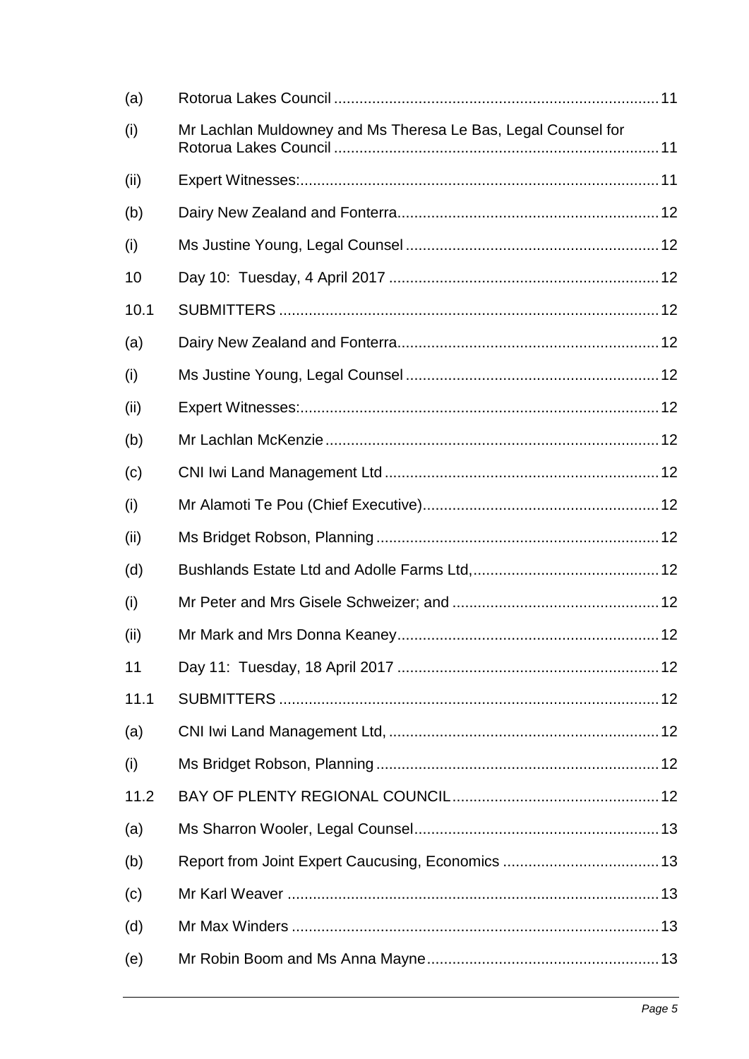| | | |
|---|---|---|
| (a) | Rotorua Lakes Council | 11 |
| (i) | Mr Lachlan Muldowney and Ms Theresa Le Bas, Legal Counsel for Rotorua Lakes Council | 11 |
| (ii) | Expert Witnesses: | 11 |
| (b) | Dairy New Zealand and Fonterra | 12 |
| (i) | Ms Justine Young, Legal Counsel | 12 |
| 10 | Day 10: Tuesday, 4 April 2017 | 12 |
| 10.1 | SUBMITTERS | 12 |
| (a) | Dairy New Zealand and Fonterra | 12 |
| (i) | Ms Justine Young, Legal Counsel | 12 |
| (ii) | Expert Witnesses: | 12 |
| (b) | Mr Lachlan McKenzie | 12 |
| (c) | CNI Iwi Land Management Ltd | 12 |
| (i) | Mr Alamoti Te Pou (Chief Executive) | 12 |
| (ii) | Ms Bridget Robson, Planning | 12 |
| (d) | Bushlands Estate Ltd and Adolle Farms Ltd, | 12 |
| (i) | Mr Peter and Mrs Gisele Schweizer; and | 12 |
| (ii) | Mr Mark and Mrs Donna Keaney | 12 |
| 11 | Day 11: Tuesday, 18 April 2017 | 12 |
| 11.1 | SUBMITTERS | 12 |
| (a) | CNI Iwi Land Management Ltd, | 12 |
| (i) | Ms Bridget Robson, Planning | 12 |
| 11.2 | BAY OF PLENTY REGIONAL COUNCIL | 12 |
| (a) | Ms Sharron Wooler, Legal Counsel | 13 |
| (b) | Report from Joint Expert Caucusing, Economics | 13 |
| (c) | Mr Karl Weaver | 13 |
| (d) | Mr Max Winders | 13 |
| (e) | Mr Robin Boom and Ms Anna Mayne | 13 |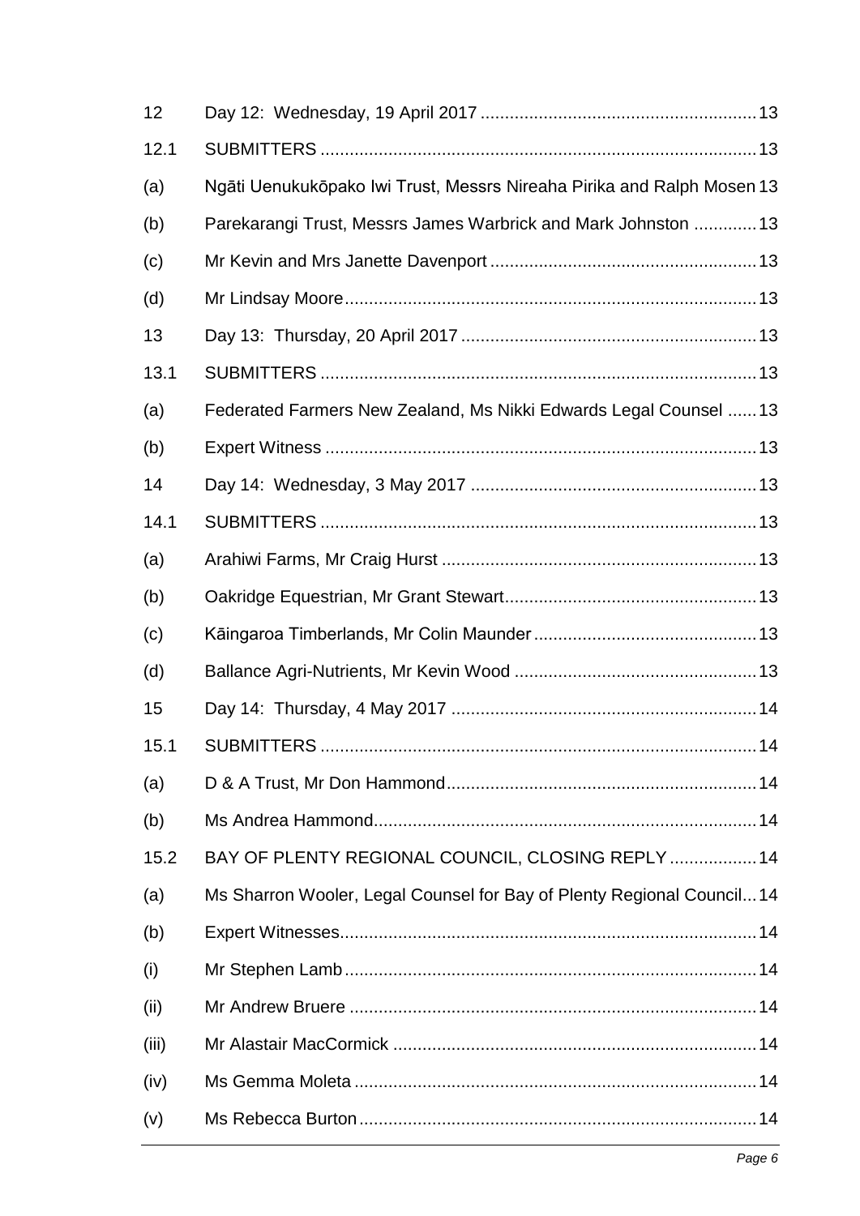| | | |
|---|---|---|
| 12 | Day 12: Wednesday, 19 April 2017 | 13 |
| 12.1 | SUBMITTERS | 13 |
| (a) | Ngāti Uenukukōpako Iwi Trust, Messrs Nireaha Pirika and Ralph Mosen | 13 |
| (b) | Parekarangi Trust, Messrs James Warbrick and Mark Johnston | 13 |
| (c) | Mr Kevin and Mrs Janette Davenport | 13 |
| (d) | Mr Lindsay Moore | 13 |
| 13 | Day 13: Thursday, 20 April 2017 | 13 |
| 13.1 | SUBMITTERS | 13 |
| (a) | Federated Farmers New Zealand, Ms Nikki Edwards Legal Counsel | 13 |
| (b) | Expert Witness | 13 |
| 14 | Day 14: Wednesday, 3 May 2017 | 13 |
| 14.1 | SUBMITTERS | 13 |
| (a) | Arahiwi Farms, Mr Craig Hurst | 13 |
| (b) | Oakridge Equestrian, Mr Grant Stewart | 13 |
| (c) | Kāingaroa Timberlands, Mr Colin Maunder | 13 |
| (d) | Ballance Agri-Nutrients, Mr Kevin Wood | 13 |
| 15 | Day 14: Thursday, 4 May 2017 | 14 |
| 15.1 | SUBMITTERS | 14 |
| (a) | D & A Trust, Mr Don Hammond | 14 |
| (b) | Ms Andrea Hammond | 14 |
| 15.2 | BAY OF PLENTY REGIONAL COUNCIL, CLOSING REPLY | 14 |
| (a) | Ms Sharron Wooler, Legal Counsel for Bay of Plenty Regional Council | 14 |
| (b) | Expert Witnesses | 14 |
| (i) | Mr Stephen Lamb | 14 |
| (ii) | Mr Andrew Bruere | 14 |
| (iii) | Mr Alastair MacCormick | 14 |
| (iv) | Ms Gemma Moleta | 14 |
| (v) | Ms Rebecca Burton | 14 |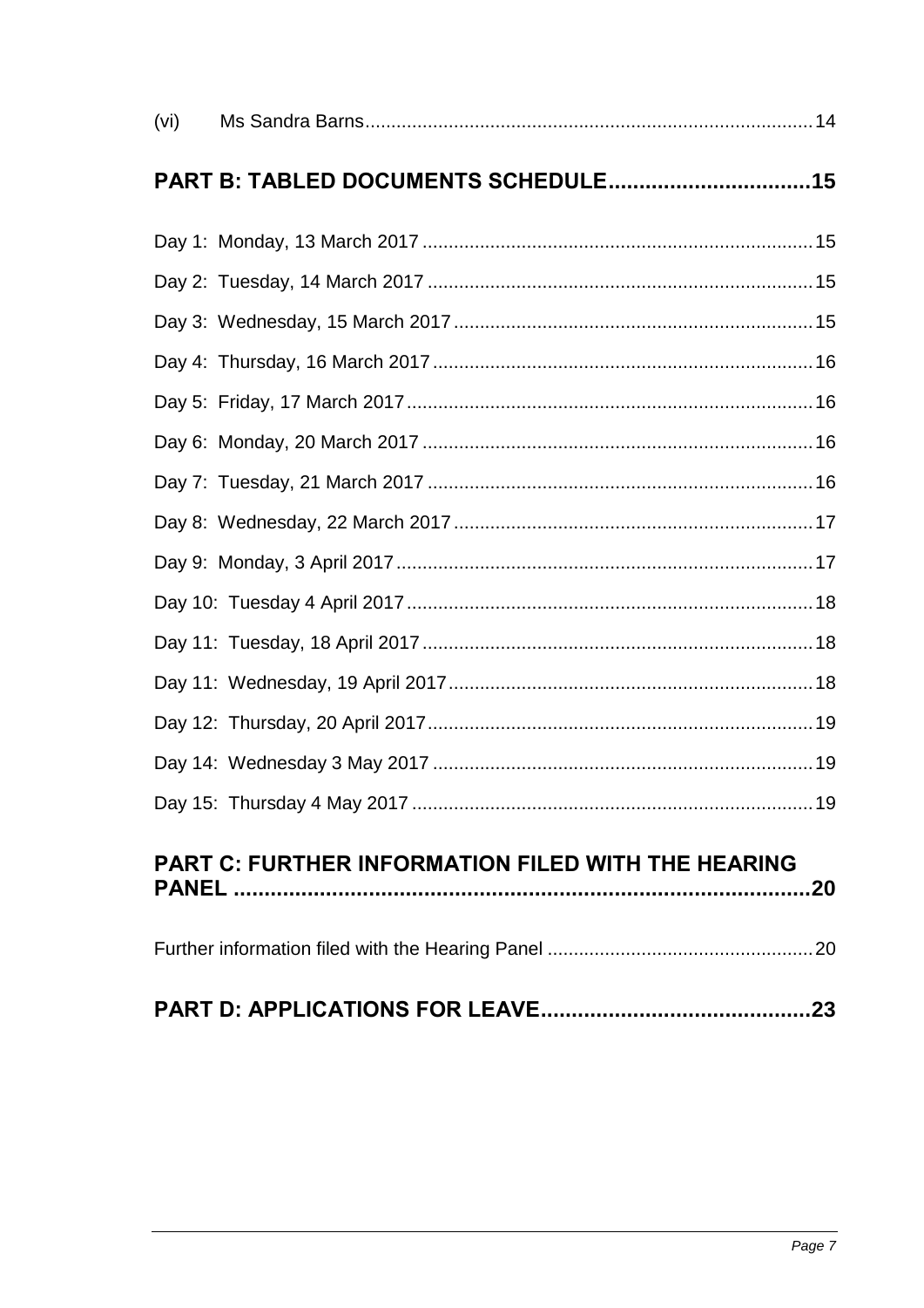(vi) Ms Sandra Barns 14

**PART B: TABLED DOCUMENTS SCHEDULE 15**

Day 1: Monday, 13 March 2017 15

Day 2: Tuesday, 14 March 2017 15

Day 3: Wednesday, 15 March 2017 15

Day 4: Thursday, 16 March 2017 16

Day 5: Friday, 17 March 2017 16

Day 6: Monday, 20 March 2017 16

Day 7: Tuesday, 21 March 2017 16

Day 8: Wednesday, 22 March 2017 17

Day 9: Monday, 3 April 2017 17

Day 10: Tuesday 4 April 2017 18

Day 11: Tuesday, 18 April 2017 18

Day 11: Wednesday, 19 April 2017 18

Day 12: Thursday, 20 April 2017 19

Day 14: Wednesday 3 May 2017 19

Day 15: Thursday 4 May 2017 19

**PART C: FURTHER INFORMATION FILED WITH THE HEARING PANEL 20**

Further information filed with the Hearing Panel 20

**PART D: APPLICATIONS FOR LEAVE 23**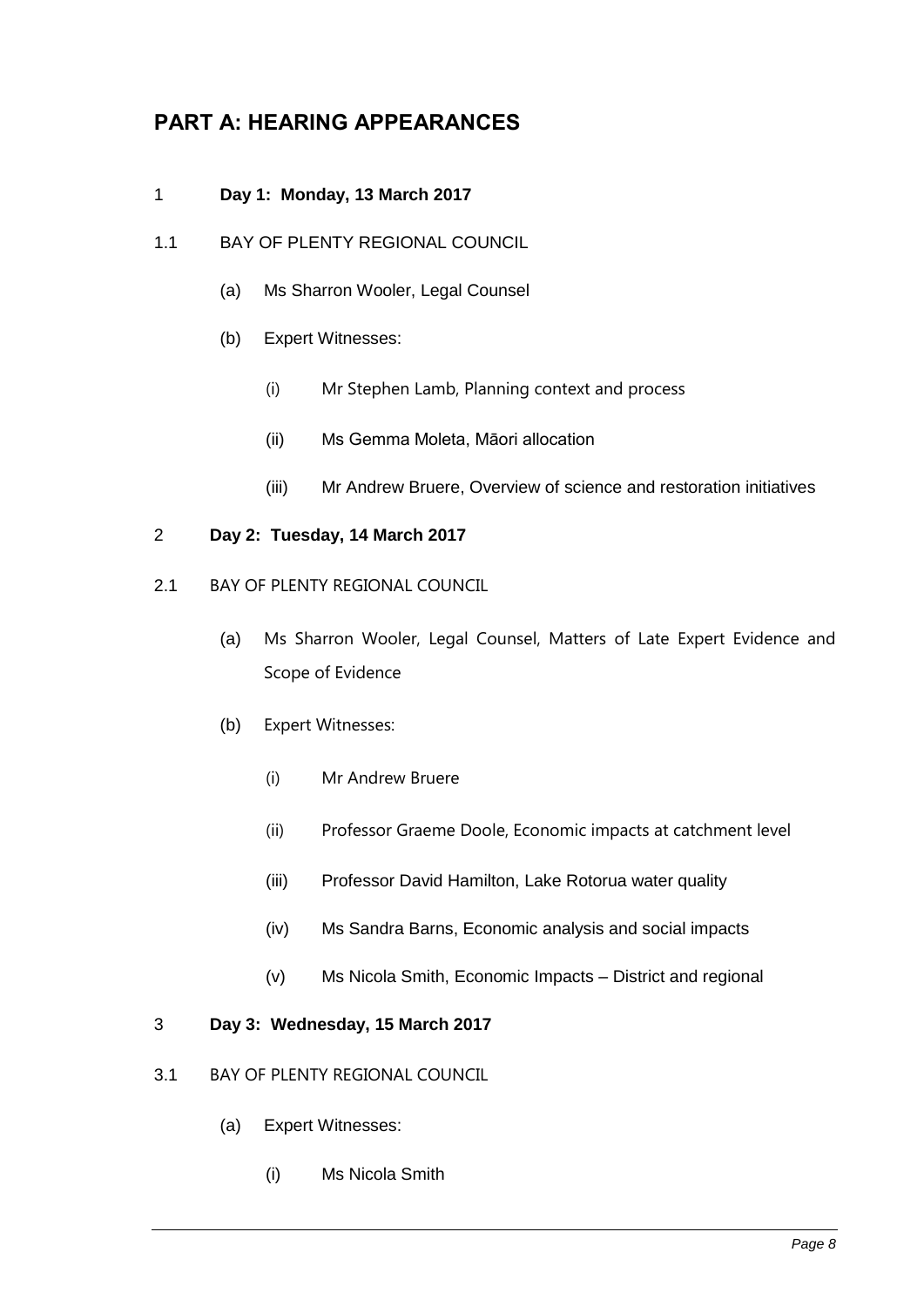## PART A: HEARING APPEARANCES

1 **Day 1: Monday, 13 March 2017**

1.1 BAY OF PLENTY REGIONAL COUNCIL

(a) Ms Sharron Wooler, Legal Counsel

(b) Expert Witnesses:

(i) Mr Stephen Lamb, Planning context and process

(ii) Ms Gemma Moleta, Māori allocation

(iii) Mr Andrew Bruere, Overview of science and restoration initiatives

2 **Day 2: Tuesday, 14 March 2017**

2.1 BAY OF PLENTY REGIONAL COUNCIL

(a) Ms Sharron Wooler, Legal Counsel, Matters of Late Expert Evidence and Scope of Evidence

(b) Expert Witnesses:

(i) Mr Andrew Bruere

(ii) Professor Graeme Doole, Economic impacts at catchment level

(iii) Professor David Hamilton, Lake Rotorua water quality

(iv) Ms Sandra Barns, Economic analysis and social impacts

(v) Ms Nicola Smith, Economic Impacts – District and regional

3 **Day 3: Wednesday, 15 March 2017**

3.1 BAY OF PLENTY REGIONAL COUNCIL

(a) Expert Witnesses:

(i) Ms Nicola Smith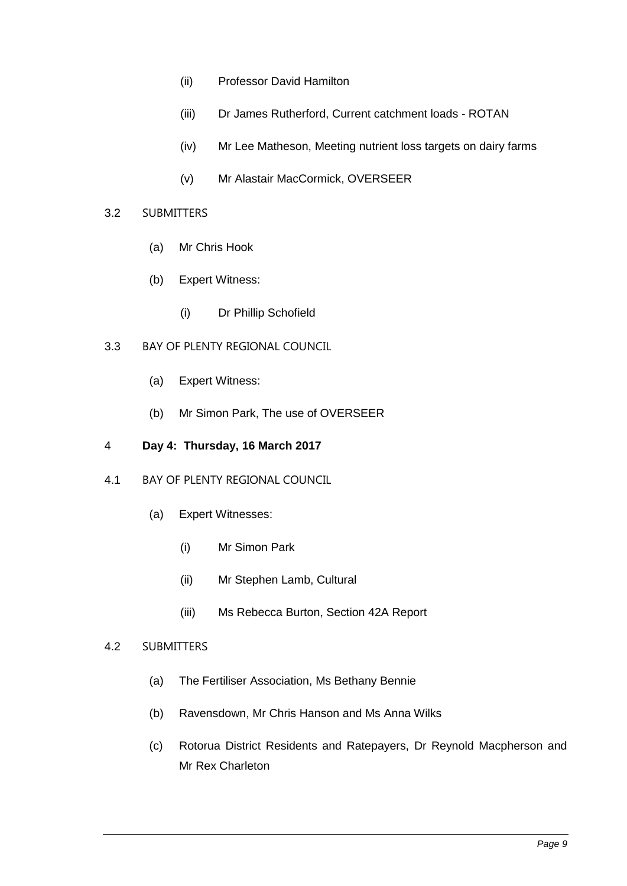(ii) Professor David Hamilton

(iii) Dr James Rutherford, Current catchment loads - ROTAN

(iv) Mr Lee Matheson, Meeting nutrient loss targets on dairy farms

(v) Mr Alastair MacCormick, OVERSEER

3.2 SUBMITTERS

(a) Mr Chris Hook

(b) Expert Witness:

(i) Dr Phillip Schofield

3.3 BAY OF PLENTY REGIONAL COUNCIL

(a) Expert Witness:

(b) Mr Simon Park, The use of OVERSEER

4 **Day 4: Thursday, 16 March 2017**

4.1 BAY OF PLENTY REGIONAL COUNCIL

(a) Expert Witnesses:

(i) Mr Simon Park

(ii) Mr Stephen Lamb, Cultural

(iii) Ms Rebecca Burton, Section 42A Report

4.2 SUBMITTERS

(a) The Fertiliser Association, Ms Bethany Bennie

(b) Ravensdown, Mr Chris Hanson and Ms Anna Wilks

(c) Rotorua District Residents and Ratepayers, Dr Reynold Macpherson and Mr Rex Charleton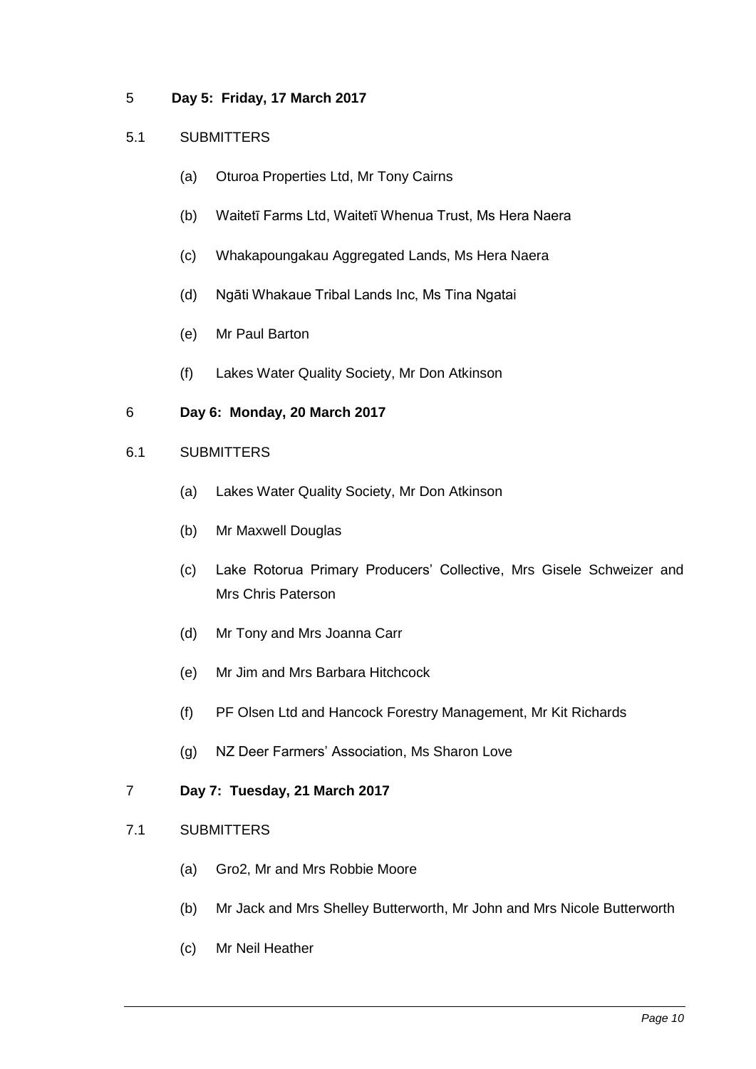## 5 Day 5: Friday, 17 March 2017

### 5.1 SUBMITTERS

(a) Oturoa Properties Ltd, Mr Tony Cairns

(b) Waitetī Farms Ltd, Waitetī Whenua Trust, Ms Hera Naera

(c) Whakapoungakau Aggregated Lands, Ms Hera Naera

(d) Ngāti Whakaue Tribal Lands Inc, Ms Tina Ngatai

(e) Mr Paul Barton

(f) Lakes Water Quality Society, Mr Don Atkinson

## 6 Day 6: Monday, 20 March 2017

### 6.1 SUBMITTERS

(a) Lakes Water Quality Society, Mr Don Atkinson

(b) Mr Maxwell Douglas

(c) Lake Rotorua Primary Producers' Collective, Mrs Gisele Schweizer and Mrs Chris Paterson

(d) Mr Tony and Mrs Joanna Carr

(e) Mr Jim and Mrs Barbara Hitchcock

(f) PF Olsen Ltd and Hancock Forestry Management, Mr Kit Richards

(g) NZ Deer Farmers' Association, Ms Sharon Love

## 7 Day 7: Tuesday, 21 March 2017

### 7.1 SUBMITTERS

(a) Gro2, Mr and Mrs Robbie Moore

(b) Mr Jack and Mrs Shelley Butterworth, Mr John and Mrs Nicole Butterworth

(c) Mr Neil Heather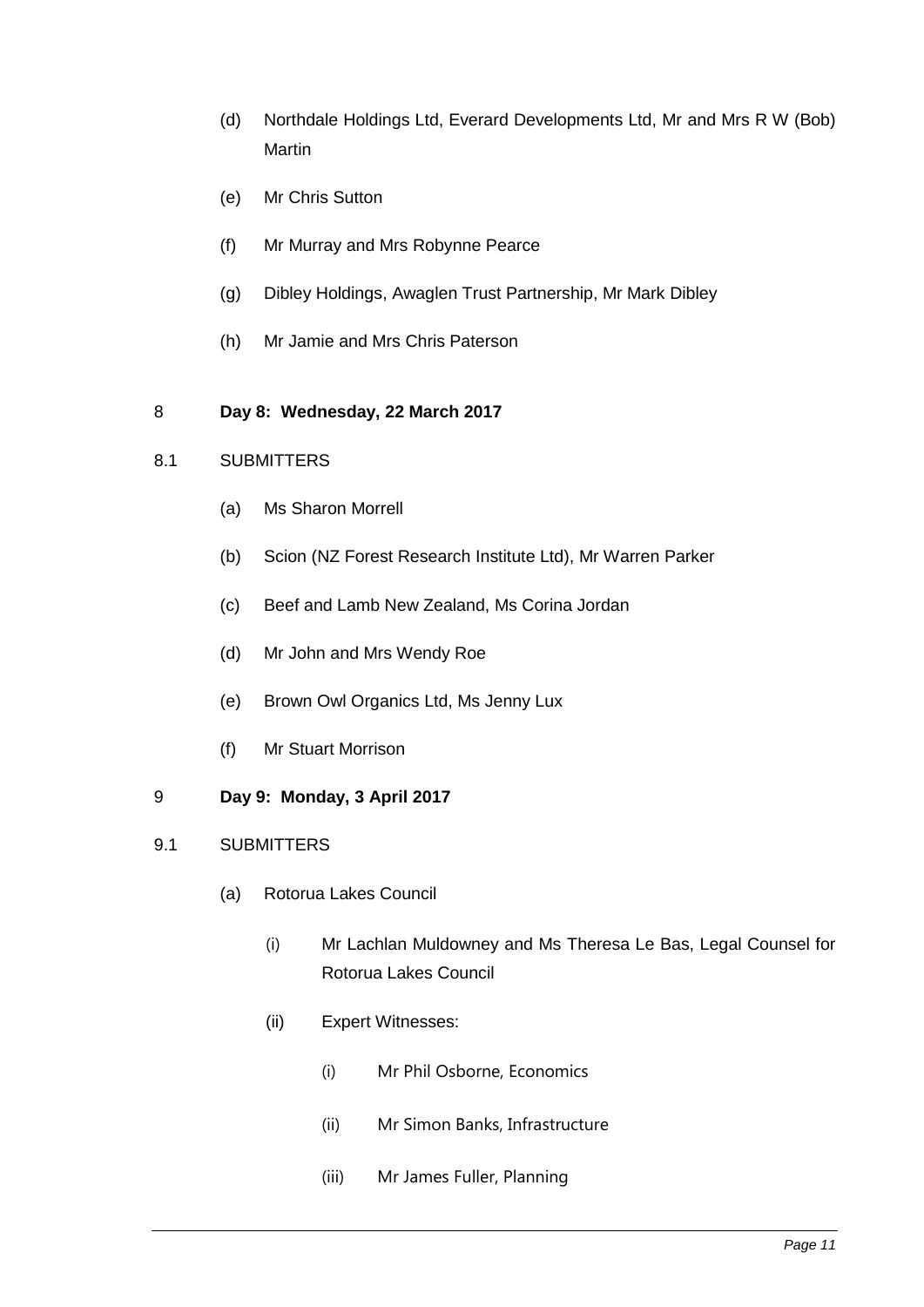(d) Northdale Holdings Ltd, Everard Developments Ltd, Mr and Mrs R W (Bob) Martin

(e) Mr Chris Sutton

(f) Mr Murray and Mrs Robynne Pearce

(g) Dibley Holdings, Awaglen Trust Partnership, Mr Mark Dibley

(h) Mr Jamie and Mrs Chris Paterson

8 **Day 8: Wednesday, 22 March 2017**

8.1 SUBMITTERS

(a) Ms Sharon Morrell

(b) Scion (NZ Forest Research Institute Ltd), Mr Warren Parker

(c) Beef and Lamb New Zealand, Ms Corina Jordan

(d) Mr John and Mrs Wendy Roe

(e) Brown Owl Organics Ltd, Ms Jenny Lux

(f) Mr Stuart Morrison

9 **Day 9: Monday, 3 April 2017**

9.1 SUBMITTERS

(a) Rotorua Lakes Council

(i) Mr Lachlan Muldowney and Ms Theresa Le Bas, Legal Counsel for Rotorua Lakes Council

(ii) Expert Witnesses:

(i) Mr Phil Osborne, Economics

(ii) Mr Simon Banks, Infrastructure

(iii) Mr James Fuller, Planning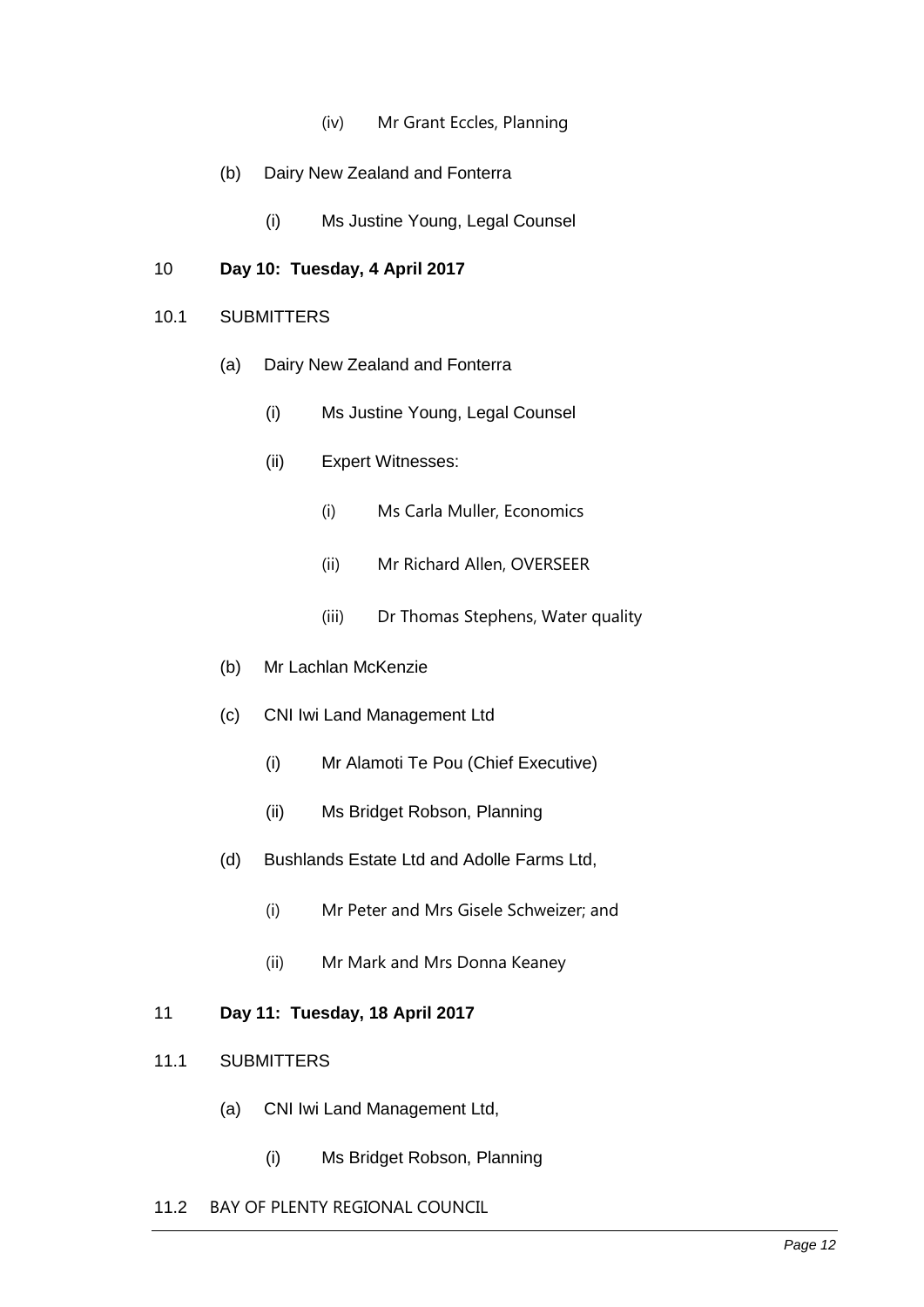(iv) Mr Grant Eccles, Planning

(b) Dairy New Zealand and Fonterra

(i) Ms Justine Young, Legal Counsel

10 **Day 10: Tuesday, 4 April 2017**

10.1 SUBMITTERS

(a) Dairy New Zealand and Fonterra

(i) Ms Justine Young, Legal Counsel

(ii) Expert Witnesses:

(i) Ms Carla Muller, Economics

(ii) Mr Richard Allen, OVERSEER

(iii) Dr Thomas Stephens, Water quality

(b) Mr Lachlan McKenzie

(c) CNI Iwi Land Management Ltd

(i) Mr Alamoti Te Pou (Chief Executive)

(ii) Ms Bridget Robson, Planning

(d) Bushlands Estate Ltd and Adolle Farms Ltd,

(i) Mr Peter and Mrs Gisele Schweizer; and

(ii) Mr Mark and Mrs Donna Keaney

11 **Day 11: Tuesday, 18 April 2017**

11.1 SUBMITTERS

(a) CNI Iwi Land Management Ltd,

(i) Ms Bridget Robson, Planning

11.2 BAY OF PLENTY REGIONAL COUNCIL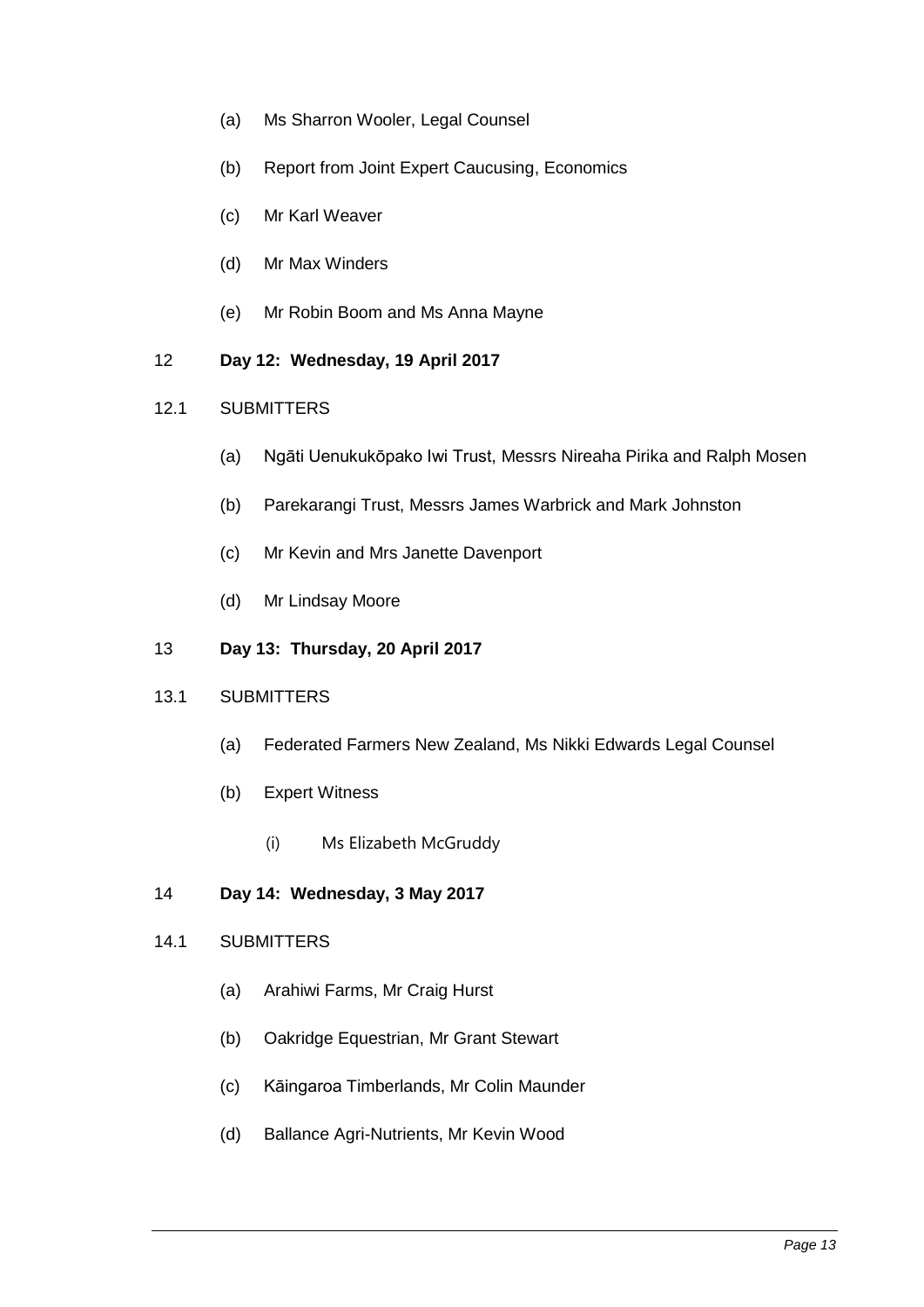(a) Ms Sharron Wooler, Legal Counsel

(b) Report from Joint Expert Caucusing, Economics

(c) Mr Karl Weaver

(d) Mr Max Winders

(e) Mr Robin Boom and Ms Anna Mayne

12 **Day 12: Wednesday, 19 April 2017**

12.1 SUBMITTERS

(a) Ngāti Uenukukōpako Iwi Trust, Messrs Nireaha Pirika and Ralph Mosen

(b) Parekarangi Trust, Messrs James Warbrick and Mark Johnston

(c) Mr Kevin and Mrs Janette Davenport

(d) Mr Lindsay Moore

13 **Day 13: Thursday, 20 April 2017**

13.1 SUBMITTERS

(a) Federated Farmers New Zealand, Ms Nikki Edwards Legal Counsel

(b) Expert Witness

(i) Ms Elizabeth McGruddy

14 **Day 14: Wednesday, 3 May 2017**

14.1 SUBMITTERS

(a) Arahiwi Farms, Mr Craig Hurst

(b) Oakridge Equestrian, Mr Grant Stewart

(c) Kāingaroa Timberlands, Mr Colin Maunder

(d) Ballance Agri-Nutrients, Mr Kevin Wood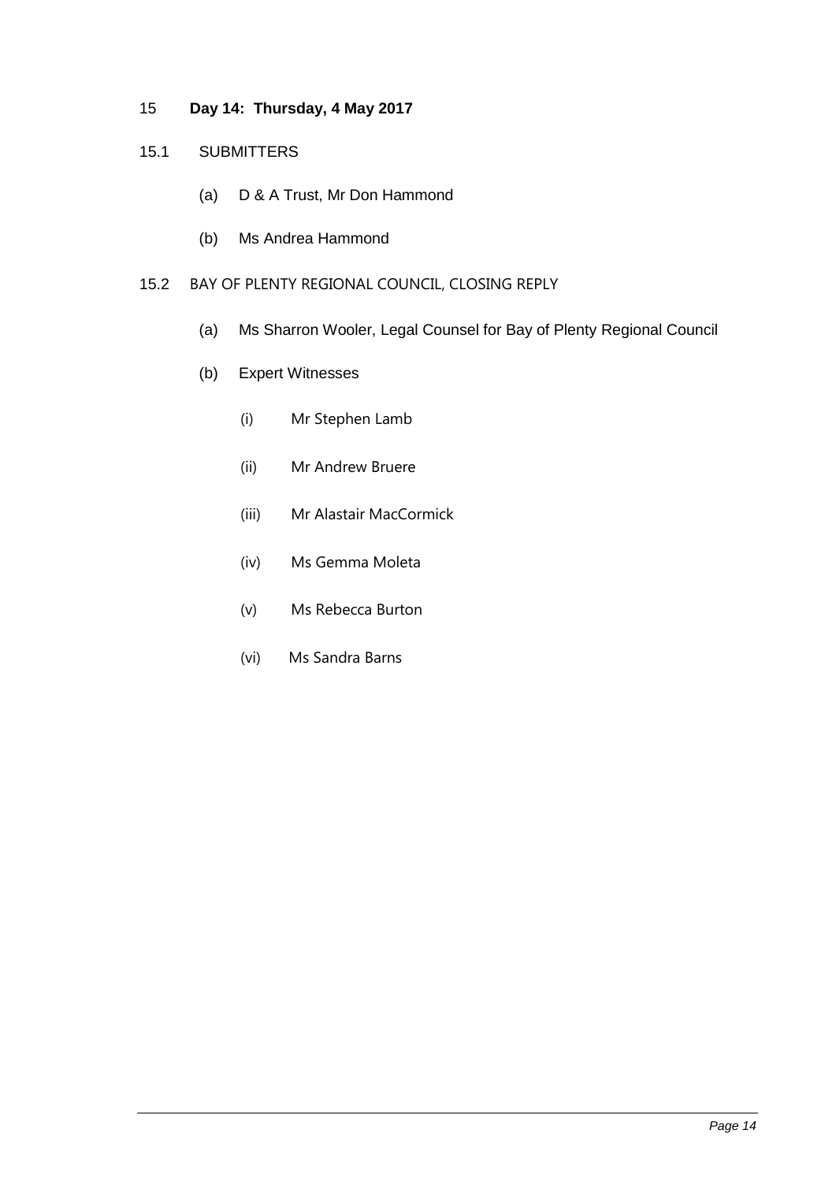## 15 **Day 14: Thursday, 4 May 2017**

### 15.1 SUBMITTERS

(a) D & A Trust, Mr Don Hammond

(b) Ms Andrea Hammond

### 15.2 BAY OF PLENTY REGIONAL COUNCIL, CLOSING REPLY

(a) Ms Sharron Wooler, Legal Counsel for Bay of Plenty Regional Council

(b) Expert Witnesses

(i) Mr Stephen Lamb

(ii) Mr Andrew Bruere

(iii) Mr Alastair MacCormick

(iv) Ms Gemma Moleta

(v) Ms Rebecca Burton

(vi) Ms Sandra Barns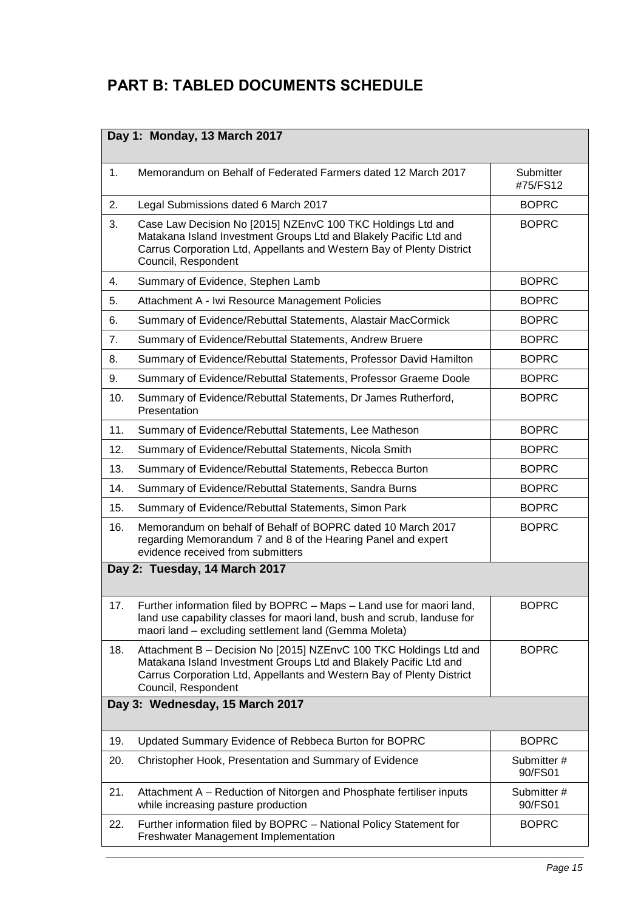## PART B: TABLED DOCUMENTS SCHEDULE

| Day 1: Monday, 13 March 2017 | | |
|---|---|---|
| 1. | Memorandum on Behalf of Federated Farmers dated 12 March 2017 | Submitter #75/FS12 |
| 2. | Legal Submissions dated 6 March 2017 | BOPRC |
| 3. | Case Law Decision No [2015] NZEnvC 100 TKC Holdings Ltd and Matakana Island Investment Groups Ltd and Blakely Pacific Ltd and Carrus Corporation Ltd, Appellants and Western Bay of Plenty District Council, Respondent | BOPRC |
| 4. | Summary of Evidence, Stephen Lamb | BOPRC |
| 5. | Attachment A - Iwi Resource Management Policies | BOPRC |
| 6. | Summary of Evidence/Rebuttal Statements, Alastair MacCormick | BOPRC |
| 7. | Summary of Evidence/Rebuttal Statements, Andrew Bruere | BOPRC |
| 8. | Summary of Evidence/Rebuttal Statements, Professor David Hamilton | BOPRC |
| 9. | Summary of Evidence/Rebuttal Statements, Professor Graeme Doole | BOPRC |
| 10. | Summary of Evidence/Rebuttal Statements, Dr James Rutherford, Presentation | BOPRC |
| 11. | Summary of Evidence/Rebuttal Statements, Lee Matheson | BOPRC |
| 12. | Summary of Evidence/Rebuttal Statements, Nicola Smith | BOPRC |
| 13. | Summary of Evidence/Rebuttal Statements, Rebecca Burton | BOPRC |
| 14. | Summary of Evidence/Rebuttal Statements, Sandra Burns | BOPRC |
| 15. | Summary of Evidence/Rebuttal Statements, Simon Park | BOPRC |
| 16. | Memorandum on behalf of Behalf of BOPRC dated 10 March 2017 regarding Memorandum 7 and 8 of the Hearing Panel and expert evidence received from submitters | BOPRC |
| **Day 2: Tuesday, 14 March 2017** | | |
| 17. | Further information filed by BOPRC – Maps – Land use for maori land, land use capability classes for maori land, bush and scrub, landuse for maori land – excluding settlement land (Gemma Moleta) | BOPRC |
| 18. | Attachment B – Decision No [2015] NZEnvC 100 TKC Holdings Ltd and Matakana Island Investment Groups Ltd and Blakely Pacific Ltd and Carrus Corporation Ltd, Appellants and Western Bay of Plenty District Council, Respondent | BOPRC |
| **Day 3: Wednesday, 15 March 2017** | | |
| 19. | Updated Summary Evidence of Rebbeca Burton for BOPRC | BOPRC |
| 20. | Christopher Hook, Presentation and Summary of Evidence | Submitter # 90/FS01 |
| 21. | Attachment A – Reduction of Nitorgen and Phosphate fertiliser inputs while increasing pasture production | Submitter # 90/FS01 |
| 22. | Further information filed by BOPRC – National Policy Statement for Freshwater Management Implementation | BOPRC |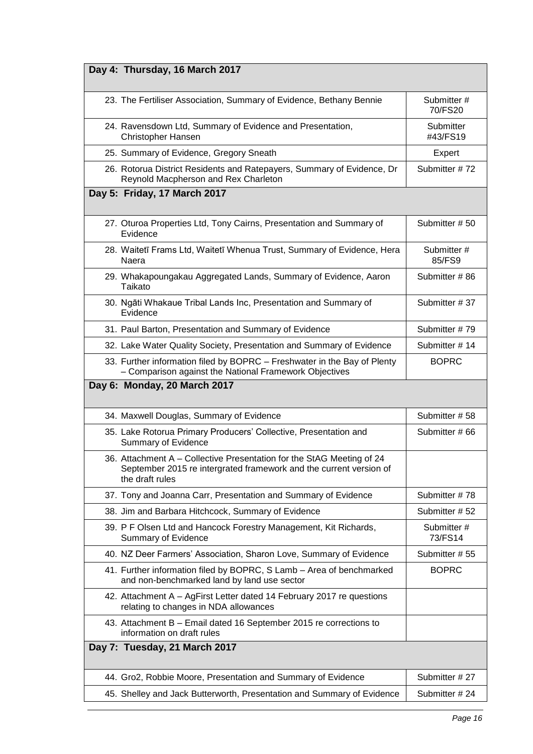| Day 4: Thursday, 16 March 2017 | |
|---|---|
| 23. The Fertiliser Association, Summary of Evidence, Bethany Bennie | Submitter # 70/FS20 |
| 24. Ravensdown Ltd, Summary of Evidence and Presentation, Christopher Hansen | Submitter #43/FS19 |
| 25. Summary of Evidence, Gregory Sneath | Expert |
| 26. Rotorua District Residents and Ratepayers, Summary of Evidence, Dr Reynold Macpherson and Rex Charleton | Submitter # 72 |
| **Day 5: Friday, 17 March 2017** | |
| 27. Oturoa Properties Ltd, Tony Cairns, Presentation and Summary of Evidence | Submitter # 50 |
| 28. Waitetī Frams Ltd, Waitetī Whenua Trust, Summary of Evidence, Hera Naera | Submitter # 85/FS9 |
| 29. Whakapoungakau Aggregated Lands, Summary of Evidence, Aaron Taikato | Submitter # 86 |
| 30. Ngāti Whakaue Tribal Lands Inc, Presentation and Summary of Evidence | Submitter # 37 |
| 31. Paul Barton, Presentation and Summary of Evidence | Submitter # 79 |
| 32. Lake Water Quality Society, Presentation and Summary of Evidence | Submitter # 14 |
| 33. Further information filed by BOPRC – Freshwater in the Bay of Plenty – Comparison against the National Framework Objectives | BOPRC |
| **Day 6: Monday, 20 March 2017** | |
| 34. Maxwell Douglas, Summary of Evidence | Submitter # 58 |
| 35. Lake Rotorua Primary Producers' Collective, Presentation and Summary of Evidence | Submitter # 66 |
| 36. Attachment A – Collective Presentation for the StAG Meeting of 24 September 2015 re intergrated framework and the current version of the draft rules | |
| 37. Tony and Joanna Carr, Presentation and Summary of Evidence | Submitter # 78 |
| 38. Jim and Barbara Hitchcock, Summary of Evidence | Submitter # 52 |
| 39. P F Olsen Ltd and Hancock Forestry Management, Kit Richards, Summary of Evidence | Submitter # 73/FS14 |
| 40. NZ Deer Farmers' Association, Sharon Love, Summary of Evidence | Submitter # 55 |
| 41. Further information filed by BOPRC, S Lamb – Area of benchmarked and non-benchmarked land by land use sector | BOPRC |
| 42. Attachment A – AgFirst Letter dated 14 February 2017 re questions relating to changes in NDA allowances | |
| 43. Attachment B – Email dated 16 September 2015 re corrections to information on draft rules | |
| **Day 7: Tuesday, 21 March 2017** | |
| 44. Gro2, Robbie Moore, Presentation and Summary of Evidence | Submitter # 27 |
| 45. Shelley and Jack Butterworth, Presentation and Summary of Evidence | Submitter # 24 |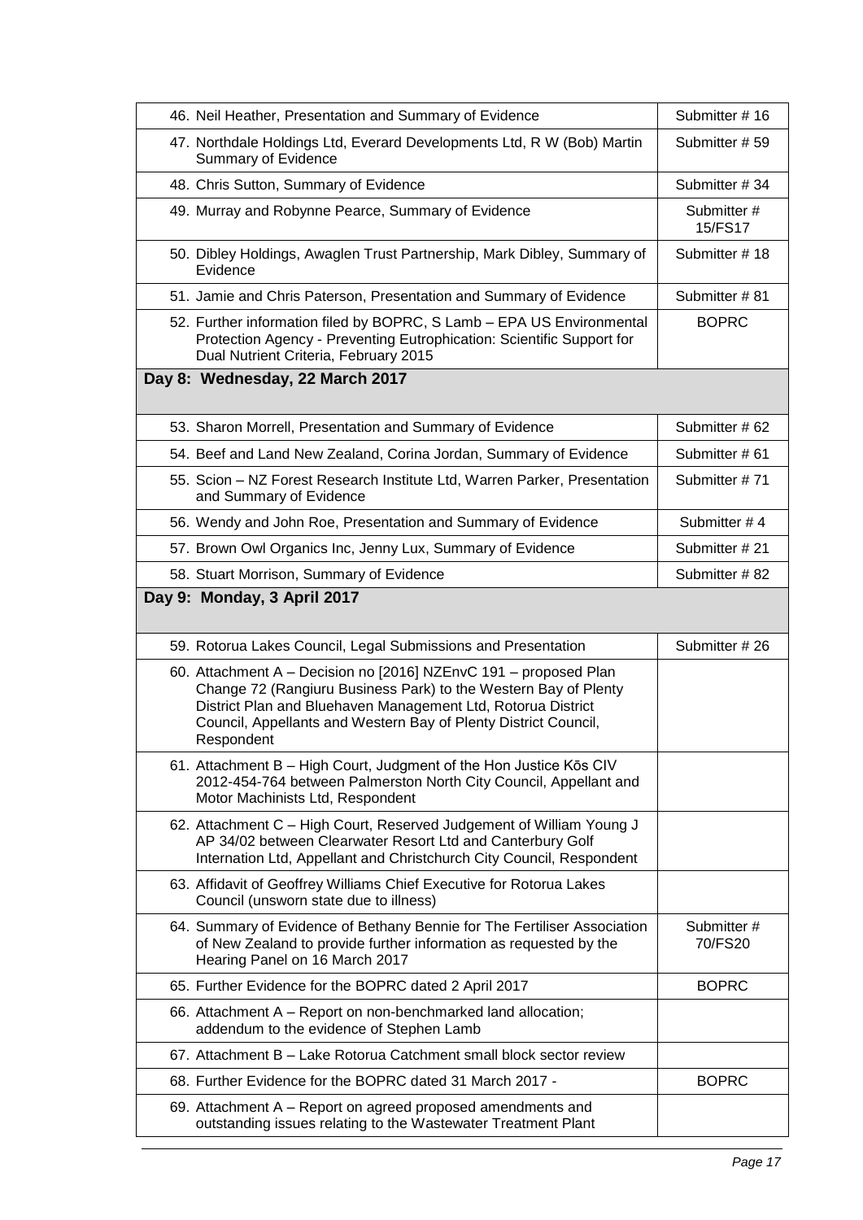| | |
|---|---|
| 46. Neil Heather, Presentation and Summary of Evidence | Submitter # 16 |
| 47. Northdale Holdings Ltd, Everard Developments Ltd, R W (Bob) Martin Summary of Evidence | Submitter # 59 |
| 48. Chris Sutton, Summary of Evidence | Submitter # 34 |
| 49. Murray and Robynne Pearce, Summary of Evidence | Submitter # 15/FS17 |
| 50. Dibley Holdings, Awaglen Trust Partnership, Mark Dibley, Summary of Evidence | Submitter # 18 |
| 51. Jamie and Chris Paterson, Presentation and Summary of Evidence | Submitter # 81 |
| 52. Further information filed by BOPRC, S Lamb – EPA US Environmental Protection Agency - Preventing Eutrophication: Scientific Support for Dual Nutrient Criteria, February 2015 | BOPRC |
| **Day 8: Wednesday, 22 March 2017** | |
| 53. Sharon Morrell, Presentation and Summary of Evidence | Submitter # 62 |
| 54. Beef and Land New Zealand, Corina Jordan, Summary of Evidence | Submitter # 61 |
| 55. Scion – NZ Forest Research Institute Ltd, Warren Parker, Presentation and Summary of Evidence | Submitter # 71 |
| 56. Wendy and John Roe, Presentation and Summary of Evidence | Submitter # 4 |
| 57. Brown Owl Organics Inc, Jenny Lux, Summary of Evidence | Submitter # 21 |
| 58. Stuart Morrison, Summary of Evidence | Submitter # 82 |
| **Day 9: Monday, 3 April 2017** | |
| 59. Rotorua Lakes Council, Legal Submissions and Presentation | Submitter # 26 |
| 60. Attachment A – Decision no [2016] NZEnvC 191 – proposed Plan Change 72 (Rangiuru Business Park) to the Western Bay of Plenty District Plan and Bluehaven Management Ltd, Rotorua District Council, Appellants and Western Bay of Plenty District Council, Respondent | |
| 61. Attachment B – High Court, Judgment of the Hon Justice Kōs CIV 2012-454-764 between Palmerston North City Council, Appellant and Motor Machinists Ltd, Respondent | |
| 62. Attachment C – High Court, Reserved Judgement of William Young J AP 34/02 between Clearwater Resort Ltd and Canterbury Golf Internation Ltd, Appellant and Christchurch City Council, Respondent | |
| 63. Affidavit of Geoffrey Williams Chief Executive for Rotorua Lakes Council (unsworn state due to illness) | |
| 64. Summary of Evidence of Bethany Bennie for The Fertiliser Association of New Zealand to provide further information as requested by the Hearing Panel on 16 March 2017 | Submitter # 70/FS20 |
| 65. Further Evidence for the BOPRC dated 2 April 2017 | BOPRC |
| 66. Attachment A – Report on non-benchmarked land allocation; addendum to the evidence of Stephen Lamb | |
| 67. Attachment B – Lake Rotorua Catchment small block sector review | |
| 68. Further Evidence for the BOPRC dated 31 March 2017 - | BOPRC |
| 69. Attachment A – Report on agreed proposed amendments and outstanding issues relating to the Wastewater Treatment Plant | |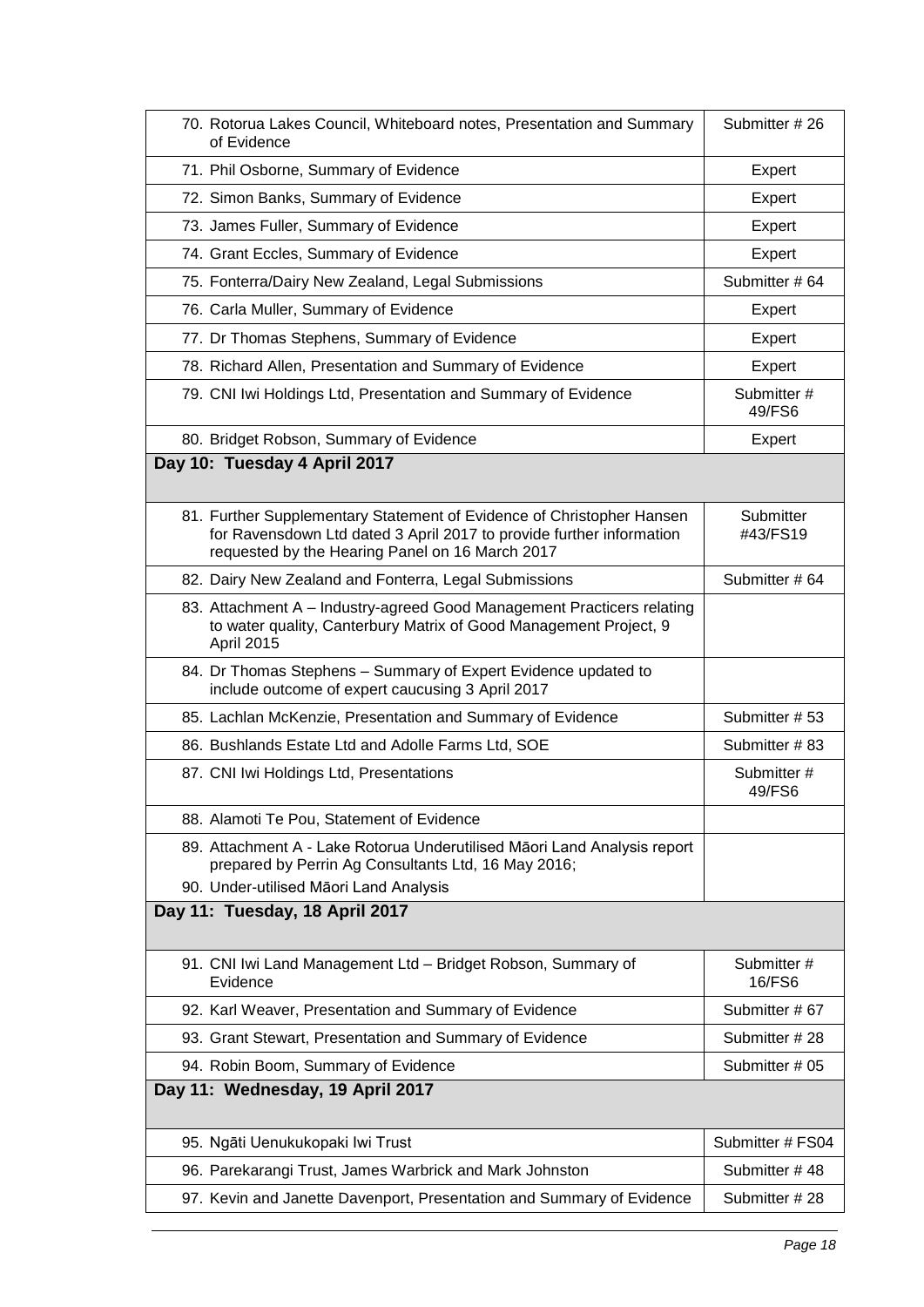| | |
|---|---|
| 70. Rotorua Lakes Council, Whiteboard notes, Presentation and Summary of Evidence | Submitter # 26 |
| 71. Phil Osborne, Summary of Evidence | Expert |
| 72. Simon Banks, Summary of Evidence | Expert |
| 73. James Fuller, Summary of Evidence | Expert |
| 74. Grant Eccles, Summary of Evidence | Expert |
| 75. Fonterra/Dairy New Zealand, Legal Submissions | Submitter # 64 |
| 76. Carla Muller, Summary of Evidence | Expert |
| 77. Dr Thomas Stephens, Summary of Evidence | Expert |
| 78. Richard Allen, Presentation and Summary of Evidence | Expert |
| 79. CNI Iwi Holdings Ltd, Presentation and Summary of Evidence | Submitter # 49/FS6 |
| 80. Bridget Robson, Summary of Evidence | Expert |
| **Day 10: Tuesday 4 April 2017** | |
| 81. Further Supplementary Statement of Evidence of Christopher Hansen for Ravensdown Ltd dated 3 April 2017 to provide further information requested by the Hearing Panel on 16 March 2017 | Submitter #43/FS19 |
| 82. Dairy New Zealand and Fonterra, Legal Submissions | Submitter # 64 |
| 83. Attachment A – Industry-agreed Good Management Practicers relating to water quality, Canterbury Matrix of Good Management Project, 9 April 2015 | |
| 84. Dr Thomas Stephens – Summary of Expert Evidence updated to include outcome of expert caucusing 3 April 2017 | |
| 85. Lachlan McKenzie, Presentation and Summary of Evidence | Submitter # 53 |
| 86. Bushlands Estate Ltd and Adolle Farms Ltd, SOE | Submitter # 83 |
| 87. CNI Iwi Holdings Ltd, Presentations | Submitter # 49/FS6 |
| 88. Alamoti Te Pou, Statement of Evidence | |
| 89. Attachment A - Lake Rotorua Underutilised Māori Land Analysis report prepared by Perrin Ag Consultants Ltd, 16 May 2016;<br>90. Under-utilised Māori Land Analysis | |
| **Day 11: Tuesday, 18 April 2017** | |
| 91. CNI Iwi Land Management Ltd – Bridget Robson, Summary of Evidence | Submitter # 16/FS6 |
| 92. Karl Weaver, Presentation and Summary of Evidence | Submitter # 67 |
| 93. Grant Stewart, Presentation and Summary of Evidence | Submitter # 28 |
| 94. Robin Boom, Summary of Evidence | Submitter # 05 |
| **Day 11: Wednesday, 19 April 2017** | |
| 95. Ngāti Uenukukopaki Iwi Trust | Submitter # FS04 |
| 96. Parekarangi Trust, James Warbrick and Mark Johnston | Submitter # 48 |
| 97. Kevin and Janette Davenport, Presentation and Summary of Evidence | Submitter # 28 |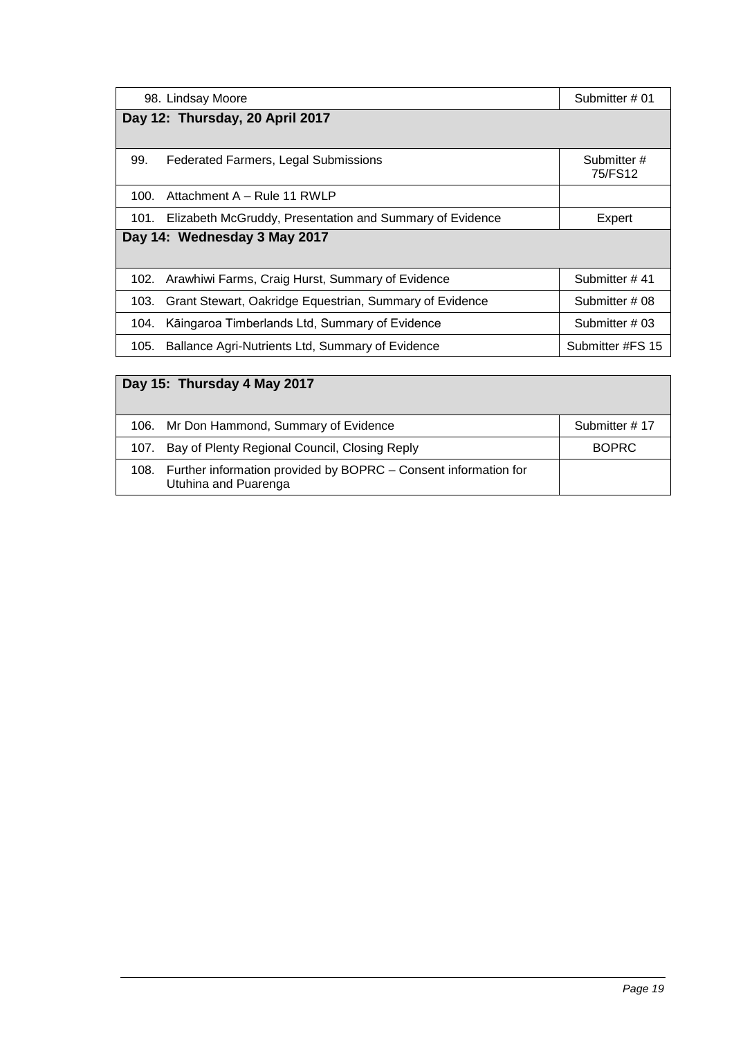| | |
|---|---|
| 98. Lindsay Moore | Submitter # 01 |
| **Day 12: Thursday, 20 April 2017** | |
| 99. Federated Farmers, Legal Submissions | Submitter # 75/FS12 |
| 100. Attachment A – Rule 11 RWLP | |
| 101. Elizabeth McGruddy, Presentation and Summary of Evidence | Expert |
| **Day 14: Wednesday 3 May 2017** | |
| 102. Arawhiwi Farms, Craig Hurst, Summary of Evidence | Submitter # 41 |
| 103. Grant Stewart, Oakridge Equestrian, Summary of Evidence | Submitter # 08 |
| 104. Kāingaroa Timberlands Ltd, Summary of Evidence | Submitter # 03 |
| 105. Ballance Agri-Nutrients Ltd, Summary of Evidence | Submitter #FS 15 |

| **Day 15: Thursday 4 May 2017** | |
|---|---|
| 106. Mr Don Hammond, Summary of Evidence | Submitter # 17 |
| 107. Bay of Plenty Regional Council, Closing Reply | BOPRC |
| 108. Further information provided by BOPRC – Consent information for Utuhina and Puarenga | |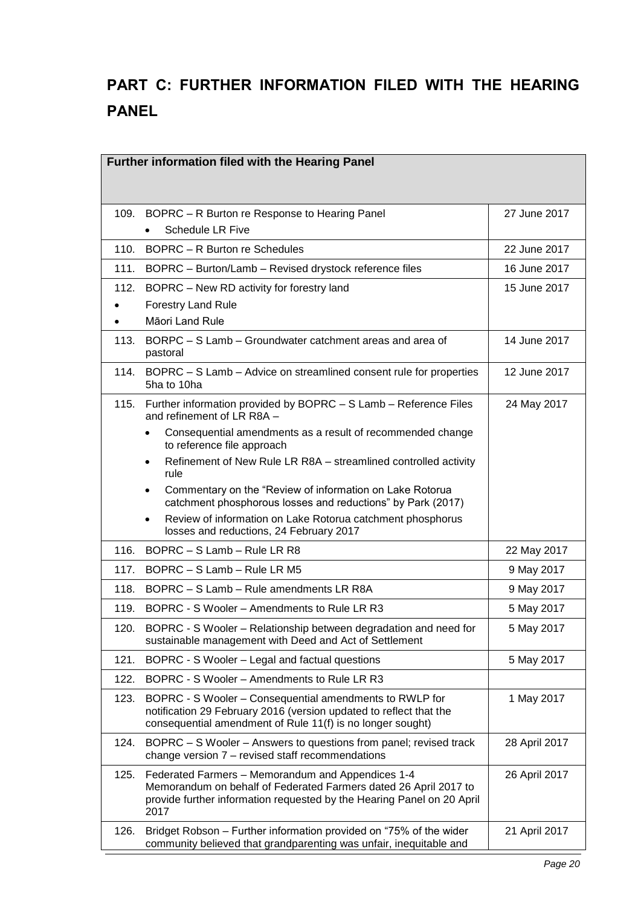# PART C: FURTHER INFORMATION FILED WITH THE HEARING PANEL

| Further information filed with the Hearing Panel | |
|---|---|
| 109. BOPRC – R Burton re Response to Hearing Panel<br>• Schedule LR Five | 27 June 2017 |
| 110. BOPRC – R Burton re Schedules | 22 June 2017 |
| 111. BOPRC – Burton/Lamb – Revised drystock reference files | 16 June 2017 |
| 112. BOPRC – New RD activity for forestry land<br>• Forestry Land Rule<br>• Māori Land Rule | 15 June 2017 |
| 113. BORPC – S Lamb – Groundwater catchment areas and area of pastoral | 14 June 2017 |
| 114. BOPRC – S Lamb – Advice on streamlined consent rule for properties 5ha to 10ha | 12 June 2017 |
| 115. Further information provided by BOPRC – S Lamb – Reference Files and refinement of LR R8A –<br>• Consequential amendments as a result of recommended change to reference file approach<br>• Refinement of New Rule LR R8A – streamlined controlled activity rule<br>• Commentary on the "Review of information on Lake Rotorua catchment phosphorous losses and reductions" by Park (2017)<br>• Review of information on Lake Rotorua catchment phosphorus losses and reductions, 24 February 2017 | 24 May 2017 |
| 116. BOPRC – S Lamb – Rule LR R8 | 22 May 2017 |
| 117. BOPRC – S Lamb – Rule LR M5 | 9 May 2017 |
| 118. BOPRC – S Lamb – Rule amendments LR R8A | 9 May 2017 |
| 119. BOPRC - S Wooler – Amendments to Rule LR R3 | 5 May 2017 |
| 120. BOPRC - S Wooler – Relationship between degradation and need for sustainable management with Deed and Act of Settlement | 5 May 2017 |
| 121. BOPRC - S Wooler – Legal and factual questions | 5 May 2017 |
| 122. BOPRC - S Wooler – Amendments to Rule LR R3 | |
| 123. BOPRC - S Wooler – Consequential amendments to RWLP for notification 29 February 2016 (version updated to reflect that the consequential amendment of Rule 11(f) is no longer sought) | 1 May 2017 |
| 124. BOPRC – S Wooler – Answers to questions from panel; revised track change version 7 – revised staff recommendations | 28 April 2017 |
| 125. Federated Farmers – Memorandum and Appendices 1-4<br>Memorandum on behalf of Federated Farmers dated 26 April 2017 to provide further information requested by the Hearing Panel on 20 April 2017 | 26 April 2017 |
| 126. Bridget Robson – Further information provided on "75% of the wider community believed that grandparenting was unfair, inequitable and | 21 April 2017 |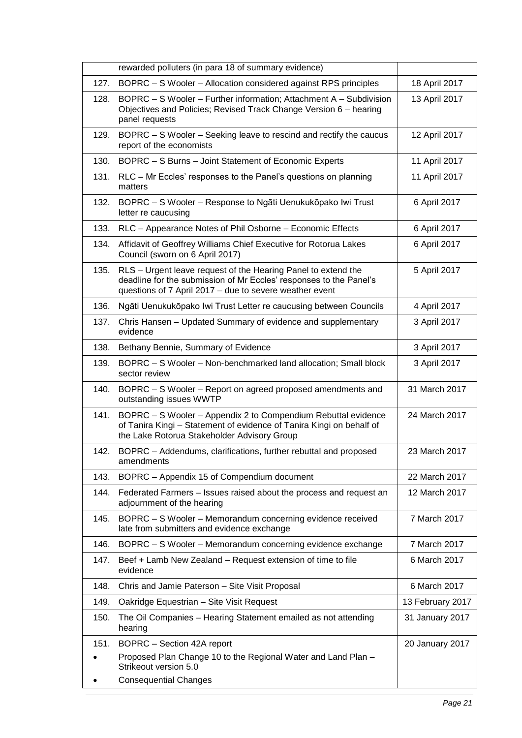| | | |
|---|---|---|
| | rewarded polluters (in para 18 of summary evidence) | |
| 127. | BOPRC – S Wooler – Allocation considered against RPS principles | 18 April 2017 |
| 128. | BOPRC – S Wooler – Further information; Attachment A – Subdivision Objectives and Policies; Revised Track Change Version 6 – hearing panel requests | 13 April 2017 |
| 129. | BOPRC – S Wooler – Seeking leave to rescind and rectify the caucus report of the economists | 12 April 2017 |
| 130. | BOPRC – S Burns – Joint Statement of Economic Experts | 11 April 2017 |
| 131. | RLC – Mr Eccles' responses to the Panel's questions on planning matters | 11 April 2017 |
| 132. | BOPRC – S Wooler – Response to Ngāti Uenukukōpako Iwi Trust letter re caucusing | 6 April 2017 |
| 133. | RLC – Appearance Notes of Phil Osborne – Economic Effects | 6 April 2017 |
| 134. | Affidavit of Geoffrey Williams Chief Executive for Rotorua Lakes Council (sworn on 6 April 2017) | 6 April 2017 |
| 135. | RLS – Urgent leave request of the Hearing Panel to extend the deadline for the submission of Mr Eccles' responses to the Panel's questions of 7 April 2017 – due to severe weather event | 5 April 2017 |
| 136. | Ngāti Uenukukōpako Iwi Trust Letter re caucusing between Councils | 4 April 2017 |
| 137. | Chris Hansen – Updated Summary of evidence and supplementary evidence | 3 April 2017 |
| 138. | Bethany Bennie, Summary of Evidence | 3 April 2017 |
| 139. | BOPRC – S Wooler – Non-benchmarked land allocation; Small block sector review | 3 April 2017 |
| 140. | BOPRC – S Wooler – Report on agreed proposed amendments and outstanding issues WWTP | 31 March 2017 |
| 141. | BOPRC – S Wooler – Appendix 2 to Compendium Rebuttal evidence of Tanira Kingi – Statement of evidence of Tanira Kingi on behalf of the Lake Rotorua Stakeholder Advisory Group | 24 March 2017 |
| 142. | BOPRC – Addendums, clarifications, further rebuttal and proposed amendments | 23 March 2017 |
| 143. | BOPRC – Appendix 15 of Compendium document | 22 March 2017 |
| 144. | Federated Farmers – Issues raised about the process and request an adjournment of the hearing | 12 March 2017 |
| 145. | BOPRC – S Wooler – Memorandum concerning evidence received late from submitters and evidence exchange | 7 March 2017 |
| 146. | BOPRC – S Wooler – Memorandum concerning evidence exchange | 7 March 2017 |
| 147. | Beef + Lamb New Zealand – Request extension of time to file evidence | 6 March 2017 |
| 148. | Chris and Jamie Paterson – Site Visit Proposal | 6 March 2017 |
| 149. | Oakridge Equestrian – Site Visit Request | 13 February 2017 |
| 150. | The Oil Companies – Hearing Statement emailed as not attending hearing | 31 January 2017 |
| 151. | BOPRC – Section 42A report<br>• Proposed Plan Change 10 to the Regional Water and Land Plan – Strikeout version 5.0<br>• Consequential Changes | 20 January 2017 |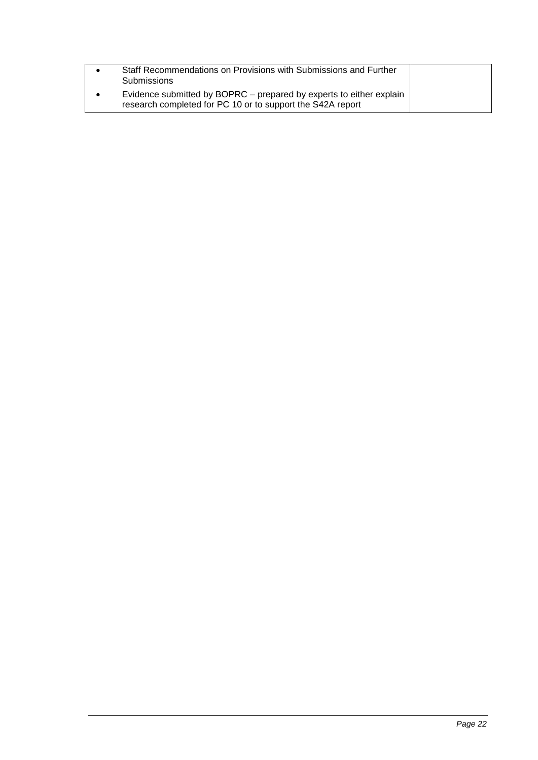| | |
|---|---|
| • Staff Recommendations on Provisions with Submissions and Further Submissions<br>• Evidence submitted by BOPRC – prepared by experts to either explain research completed for PC 10 or to support the S42A report | |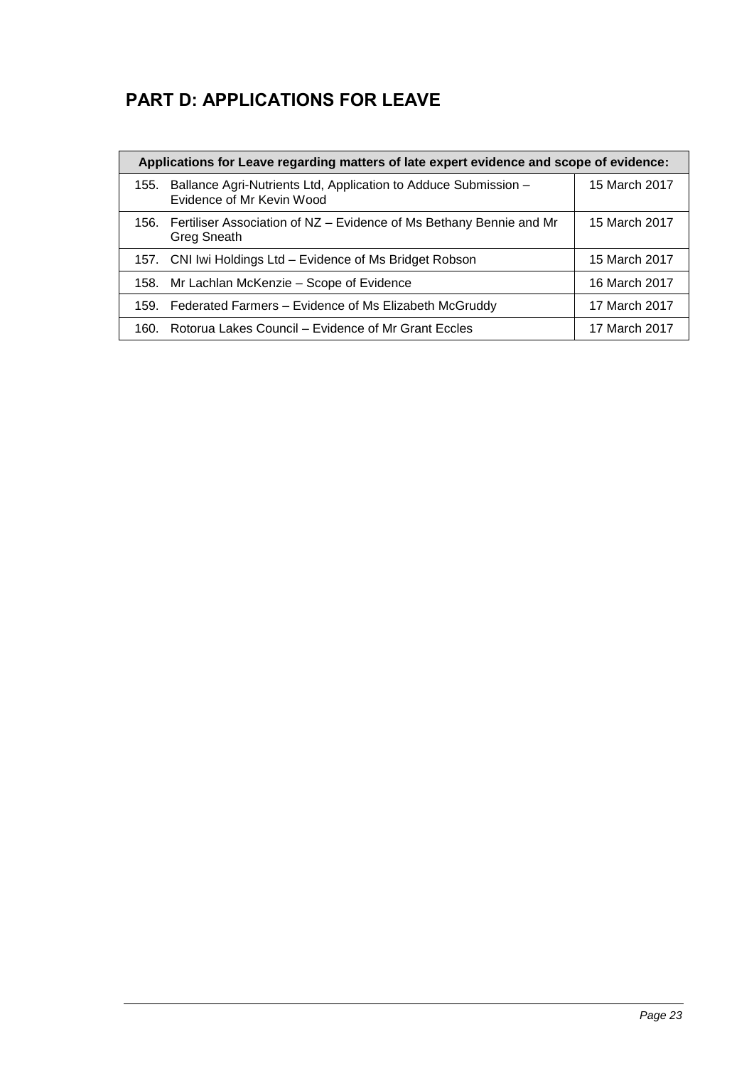## PART D: APPLICATIONS FOR LEAVE

| Applications for Leave regarding matters of late expert evidence and scope of evidence: | |
|---|---|
| 155. Ballance Agri-Nutrients Ltd, Application to Adduce Submission – Evidence of Mr Kevin Wood | 15 March 2017 |
| 156. Fertiliser Association of NZ – Evidence of Ms Bethany Bennie and Mr Greg Sneath | 15 March 2017 |
| 157. CNI Iwi Holdings Ltd – Evidence of Ms Bridget Robson | 15 March 2017 |
| 158. Mr Lachlan McKenzie – Scope of Evidence | 16 March 2017 |
| 159. Federated Farmers – Evidence of Ms Elizabeth McGruddy | 17 March 2017 |
| 160. Rotorua Lakes Council – Evidence of Mr Grant Eccles | 17 March 2017 |